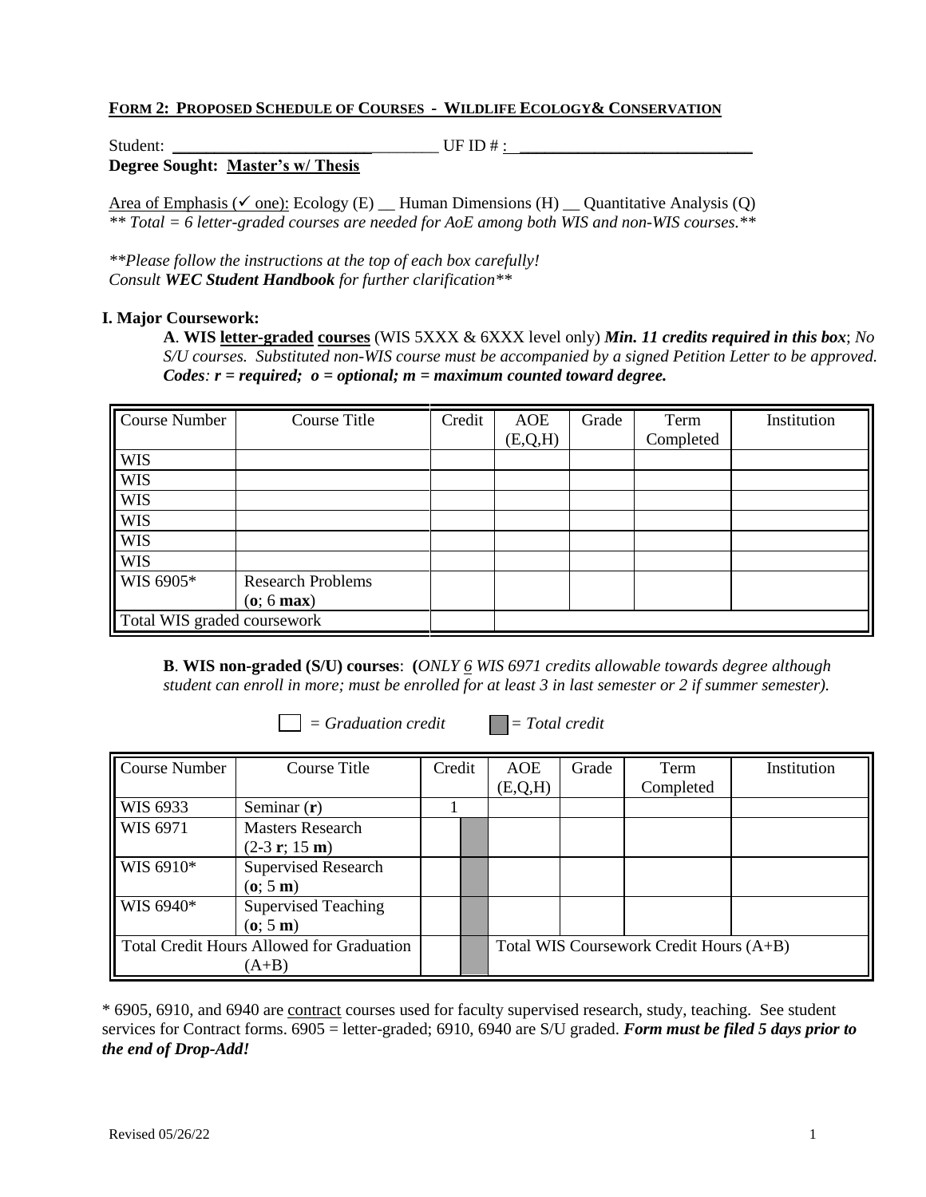**FORM 2: PROPOSED SCHEDULE OF COURSES - WILDLIFE ECOLOGY& CONSERVATION**

Student: ________________________________ UF ID # : ____________________________

**Degree Sought: Master's w/ Thesis**

Area of Emphasis (✓ one): Ecology (E) __ Human Dimensions (H) __ Quantitative Analysis (Q)

*** Total = 6 letter-graded courses are needed for AoE among both WIS and non-WIS courses.***

***Please follow the instructions at the top of each box carefully!*
*Consult **WEC Student Handbook** for further clarification***

**I. Major Coursework:**

**A**. **WIS letter-graded courses** (WIS 5XXX & 6XXX level only) ***Min. 11 credits required in this box***; *No S/U courses. Substituted non-WIS course must be accompanied by a signed Petition Letter to be approved.* ***Codes**: **r** = required; **o** = optional; **m** = maximum counted toward degree.*

| Course Number | Course Title | Credit | AOE (E,Q,H) | Grade | Term Completed | Institution |
|---|---|---|---|---|---|---|
| WIS | | | | | | |
| WIS | | | | | | |
| WIS | | | | | | |
| WIS | | | | | | |
| WIS | | | | | | |
| WIS | | | | | | |
| WIS 6905* | Research Problems (**o**; 6 **max**) | | | | | |
| Total WIS graded coursework | | | | | | |

**B**. **WIS non-graded (S/U) courses**: **(***ONLY 6 WIS 6971 credits allowable towards degree although student can enroll in more; must be enrolled for at least 3 in last semester or 2 if summer semester).*

☐ = *Graduation credit* ■ = *Total credit*

| Course Number | Course Title | Credit (Graduation) | Credit (Total) | AOE (E,Q,H) | Grade | Term Completed | Institution |
|---|---|---|---|---|---|---|---|
| WIS 6933 | Seminar (**r**) | 1 | | | | | |
| WIS 6971 | Masters Research (2-3 **r**; 15 **m**) | | | | | | |
| WIS 6910* | Supervised Research (**o**; 5 **m**) | | | | | | |
| WIS 6940* | Supervised Teaching (**o**; 5 **m**) | | | | | | |
| Total Credit Hours Allowed for Graduation (A+B) | | | | Total WIS Coursework Credit Hours (A+B) | | | |

* 6905, 6910, and 6940 are contract courses used for faculty supervised research, study, teaching. See student services for Contract forms. 6905 = letter-graded; 6910, 6940 are S/U graded. ***Form must be filed 5 days prior to the end of Drop-Add!***

Revised 05/26/22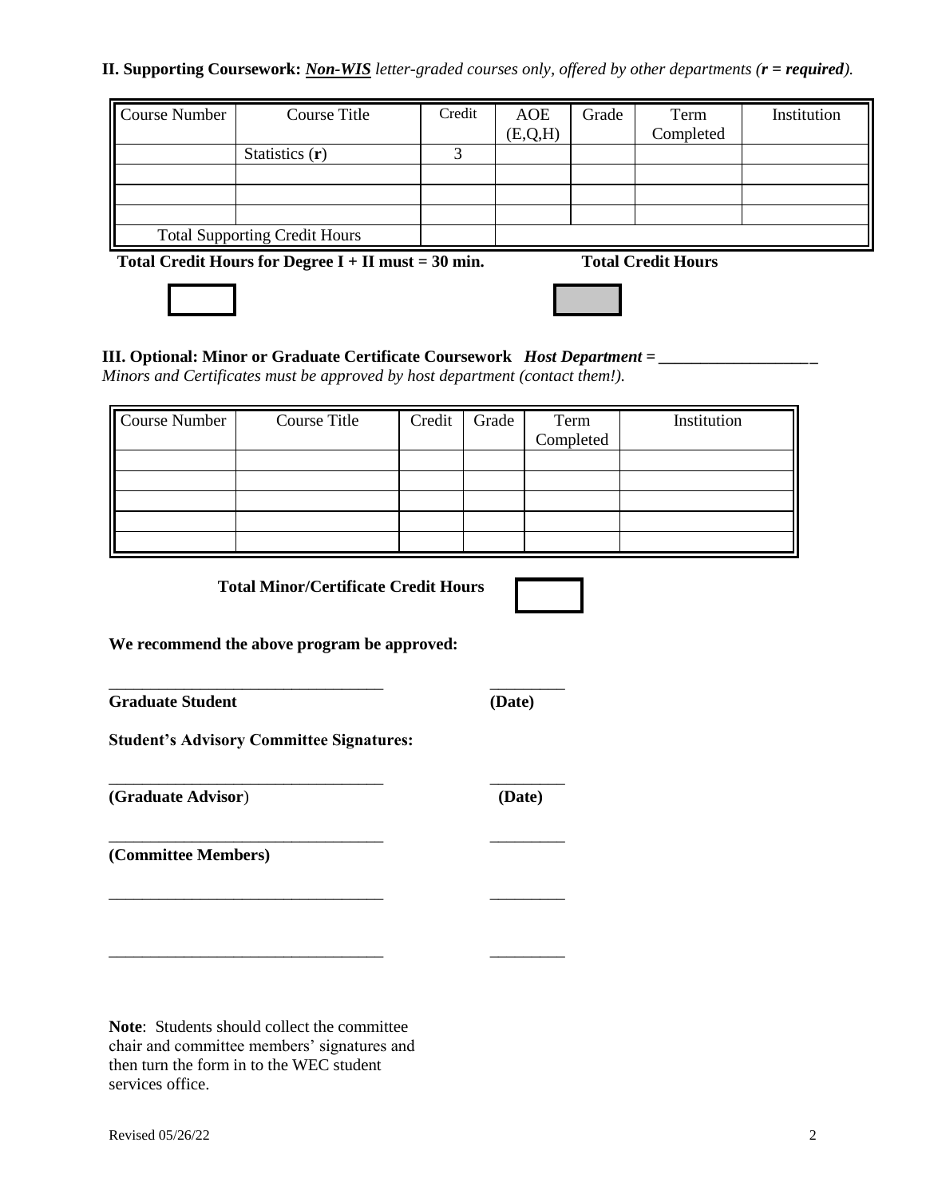**II. Supporting Coursework:** ***Non-WIS*** *letter-graded courses only, offered by other departments (**r = required**).*

| Course Number | Course Title | Credit | AOE (E,Q,H) | Grade | Term Completed | Institution |
|---|---|---|---|---|---|---|
| | Statistics (**r**) | 3 | | | | |
| | | | | | | |
| | | | | | | |
| | | | | | | |
| Total Supporting Credit Hours | | | | | | |

**Total Credit Hours for Degree I + II must = 30 min.** **Total Credit Hours**

**III. Optional: Minor or Graduate Certificate Coursework** ***Host Department*** **= \_\_\_\_\_\_\_\_\_\_\_\_\_\_\_\_\_\_\_\_**

*Minors and Certificates must be approved by host department (contact them!).*

| Course Number | Course Title | Credit | Grade | Term Completed | Institution |
|---|---|---|---|---|---|
| | | | | | |
| | | | | | |
| | | | | | |
| | | | | | |
| | | | | | |

**Total Minor/Certificate Credit Hours**

**We recommend the above program be approved:**

\_\_\_\_\_\_\_\_\_\_\_\_\_\_\_\_\_\_\_\_\_\_\_\_\_\_\_\_\_\_\_\_\_\_ \_\_\_\_\_\_\_\_\_

**Graduate Student** **(Date)**

**Student's Advisory Committee Signatures:**

\_\_\_\_\_\_\_\_\_\_\_\_\_\_\_\_\_\_\_\_\_\_\_\_\_\_\_\_\_\_\_\_\_\_ \_\_\_\_\_\_\_\_\_

**(Graduate Advisor**) **(Date)**

\_\_\_\_\_\_\_\_\_\_\_\_\_\_\_\_\_\_\_\_\_\_\_\_\_\_\_\_\_\_\_\_\_\_ \_\_\_\_\_\_\_\_\_

**(Committee Members)**

\_\_\_\_\_\_\_\_\_\_\_\_\_\_\_\_\_\_\_\_\_\_\_\_\_\_\_\_\_\_\_\_\_\_ \_\_\_\_\_\_\_\_\_

\_\_\_\_\_\_\_\_\_\_\_\_\_\_\_\_\_\_\_\_\_\_\_\_\_\_\_\_\_\_\_\_\_\_ \_\_\_\_\_\_\_\_\_

**Note**: Students should collect the committee chair and committee members' signatures and then turn the form in to the WEC student services office.

Revised 05/26/22